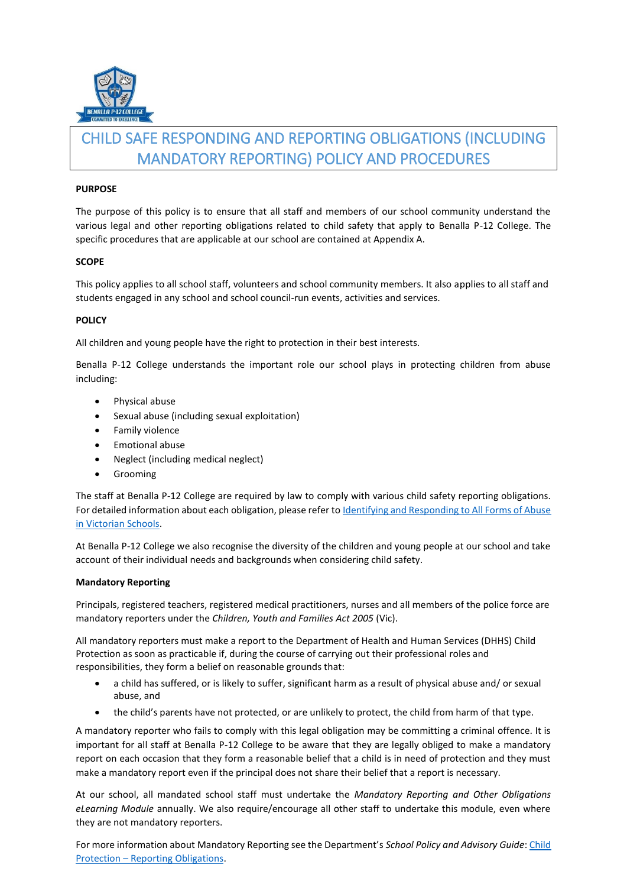# CHILD SAFE RESPONDING AND REPORTING OBLIGATIONS (INCLUDING MANDATORY REPORTING) POLICY AND PROCEDURES

## PURPOSE

The purpose of this policy is to ensure that all staff and members of our school community understand the various legal and other reporting obligations related to child safety that apply to Benalla P-12 College. The specific procedures that are applicable at our school are contained at Appendix A.

## SCOPE

This policy applies to all school staff, volunteers and school community members. It also applies to all staff and students engaged in any school and school council-run events, activities and services.

## POLICY

All children and young people have the right to protection in their best interests.

Benalla P-12 College understands the important role our school plays in protecting children from abuse including:

- Physical abuse
- Sexual abuse (including sexual exploitation)
- Family violence
- Emotional abuse
- Neglect (including medical neglect)
- Grooming

The staff at Benalla P-12 College are required by law to comply with various child safety reporting obligations. For detailed information about each obligation, please refer to Identifying and Responding to All Forms of Abuse in Victorian Schools.

At Benalla P-12 College we also recognise the diversity of the children and young people at our school and take account of their individual needs and backgrounds when considering child safety.

### Mandatory Reporting

Principals, registered teachers, registered medical practitioners, nurses and all members of the police force are mandatory reporters under the *Children, Youth and Families Act 2005* (Vic).

All mandatory reporters must make a report to the Department of Health and Human Services (DHHS) Child Protection as soon as practicable if, during the course of carrying out their professional roles and responsibilities, they form a belief on reasonable grounds that:

- a child has suffered, or is likely to suffer, significant harm as a result of physical abuse and/ or sexual abuse, and
- the child's parents have not protected, or are unlikely to protect, the child from harm of that type.

A mandatory reporter who fails to comply with this legal obligation may be committing a criminal offence. It is important for all staff at Benalla P-12 College to be aware that they are legally obliged to make a mandatory report on each occasion that they form a reasonable belief that a child is in need of protection and they must make a mandatory report even if the principal does not share their belief that a report is necessary.

At our school, all mandated school staff must undertake the *Mandatory Reporting and Other Obligations eLearning Module* annually. We also require/encourage all other staff to undertake this module, even where they are not mandatory reporters.

For more information about Mandatory Reporting see the Department's *School Policy and Advisory Guide*: Child Protection – Reporting Obligations.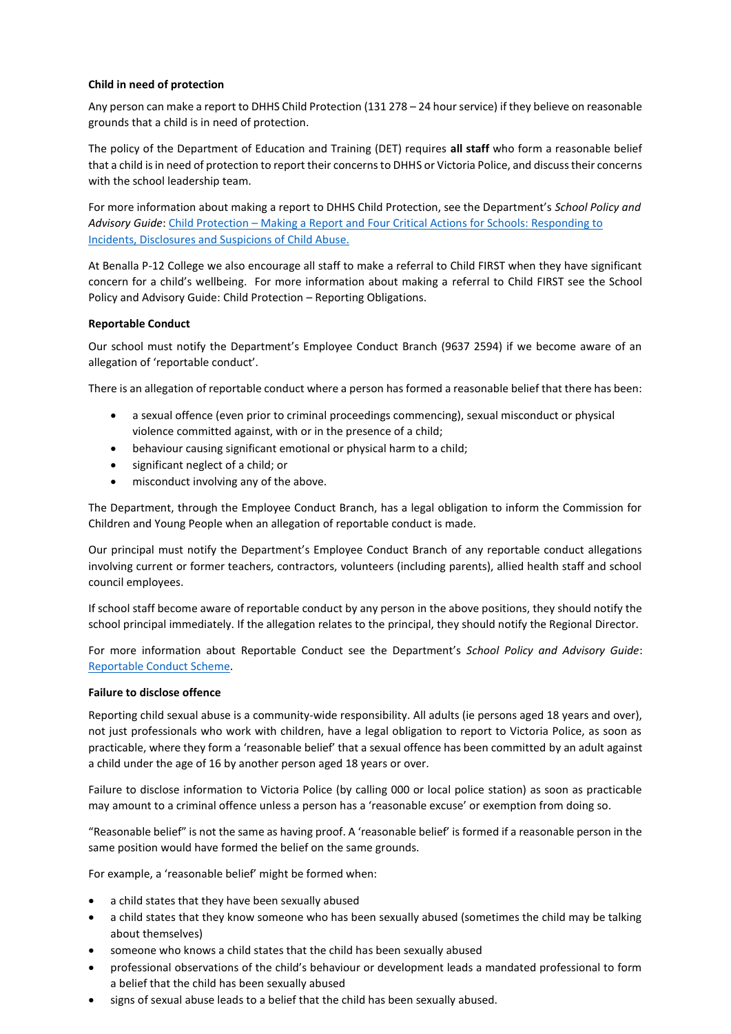**Child in need of protection**

Any person can make a report to DHHS Child Protection (131 278 – 24 hour service) if they believe on reasonable grounds that a child is in need of protection.

The policy of the Department of Education and Training (DET) requires **all staff** who form a reasonable belief that a child is in need of protection to report their concerns to DHHS or Victoria Police, and discuss their concerns with the school leadership team.

For more information about making a report to DHHS Child Protection, see the Department's *School Policy and Advisory Guide*: [Child Protection – Making a Report and Four Critical Actions for Schools: Responding to Incidents, Disclosures and Suspicions of Child Abuse.]()

At Benalla P-12 College we also encourage all staff to make a referral to Child FIRST when they have significant concern for a child's wellbeing. For more information about making a referral to Child FIRST see the School Policy and Advisory Guide: Child Protection – Reporting Obligations.

**Reportable Conduct**

Our school must notify the Department's Employee Conduct Branch (9637 2594) if we become aware of an allegation of 'reportable conduct'.

There is an allegation of reportable conduct where a person has formed a reasonable belief that there has been:

- a sexual offence (even prior to criminal proceedings commencing), sexual misconduct or physical violence committed against, with or in the presence of a child;
- behaviour causing significant emotional or physical harm to a child;
- significant neglect of a child; or
- misconduct involving any of the above.

The Department, through the Employee Conduct Branch, has a legal obligation to inform the Commission for Children and Young People when an allegation of reportable conduct is made.

Our principal must notify the Department's Employee Conduct Branch of any reportable conduct allegations involving current or former teachers, contractors, volunteers (including parents), allied health staff and school council employees.

If school staff become aware of reportable conduct by any person in the above positions, they should notify the school principal immediately. If the allegation relates to the principal, they should notify the Regional Director.

For more information about Reportable Conduct see the Department's *School Policy and Advisory Guide*: [Reportable Conduct Scheme]().

**Failure to disclose offence**

Reporting child sexual abuse is a community-wide responsibility. All adults (ie persons aged 18 years and over), not just professionals who work with children, have a legal obligation to report to Victoria Police, as soon as practicable, where they form a 'reasonable belief' that a sexual offence has been committed by an adult against a child under the age of 16 by another person aged 18 years or over.

Failure to disclose information to Victoria Police (by calling 000 or local police station) as soon as practicable may amount to a criminal offence unless a person has a 'reasonable excuse' or exemption from doing so.

"Reasonable belief" is not the same as having proof. A 'reasonable belief' is formed if a reasonable person in the same position would have formed the belief on the same grounds.

For example, a 'reasonable belief' might be formed when:

- a child states that they have been sexually abused
- a child states that they know someone who has been sexually abused (sometimes the child may be talking about themselves)
- someone who knows a child states that the child has been sexually abused
- professional observations of the child's behaviour or development leads a mandated professional to form a belief that the child has been sexually abused
- signs of sexual abuse leads to a belief that the child has been sexually abused.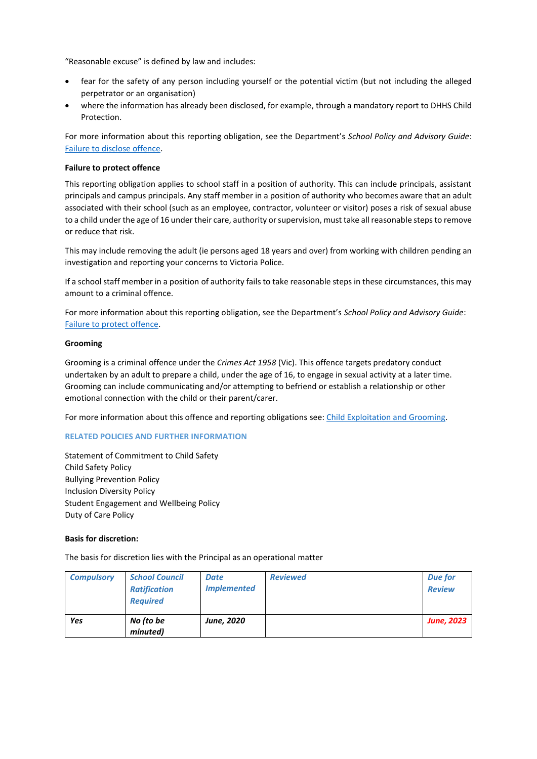"Reasonable excuse" is defined by law and includes:

- fear for the safety of any person including yourself or the potential victim (but not including the alleged perpetrator or an organisation)
- where the information has already been disclosed, for example, through a mandatory report to DHHS Child Protection.

For more information about this reporting obligation, see the Department's *School Policy and Advisory Guide*: [Failure to disclose offence](Failure to disclose offence).

**Failure to protect offence**

This reporting obligation applies to school staff in a position of authority. This can include principals, assistant principals and campus principals. Any staff member in a position of authority who becomes aware that an adult associated with their school (such as an employee, contractor, volunteer or visitor) poses a risk of sexual abuse to a child under the age of 16 under their care, authority or supervision, must take all reasonable steps to remove or reduce that risk.

This may include removing the adult (ie persons aged 18 years and over) from working with children pending an investigation and reporting your concerns to Victoria Police.

If a school staff member in a position of authority fails to take reasonable steps in these circumstances, this may amount to a criminal offence.

For more information about this reporting obligation, see the Department's *School Policy and Advisory Guide*: [Failure to protect offence](Failure to protect offence).

**Grooming**

Grooming is a criminal offence under the *Crimes Act 1958* (Vic). This offence targets predatory conduct undertaken by an adult to prepare a child, under the age of 16, to engage in sexual activity at a later time. Grooming can include communicating and/or attempting to befriend or establish a relationship or other emotional connection with the child or their parent/carer.

For more information about this offence and reporting obligations see: [Child Exploitation and Grooming](Child Exploitation and Grooming).

## RELATED POLICIES AND FURTHER INFORMATION

Statement of Commitment to Child Safety
Child Safety Policy
Bullying Prevention Policy
Inclusion Diversity Policy
Student Engagement and Wellbeing Policy
Duty of Care Policy

**Basis for discretion:**

The basis for discretion lies with the Principal as an operational matter

| ***Compulsory*** | ***School Council Ratification Required*** | ***Date Implemented*** | ***Reviewed*** | ***Due for Review*** |
|---|---|---|---|---|
| ***Yes*** | ***No (to be minuted)*** | ***June, 2020*** | | ***June, 2023*** |